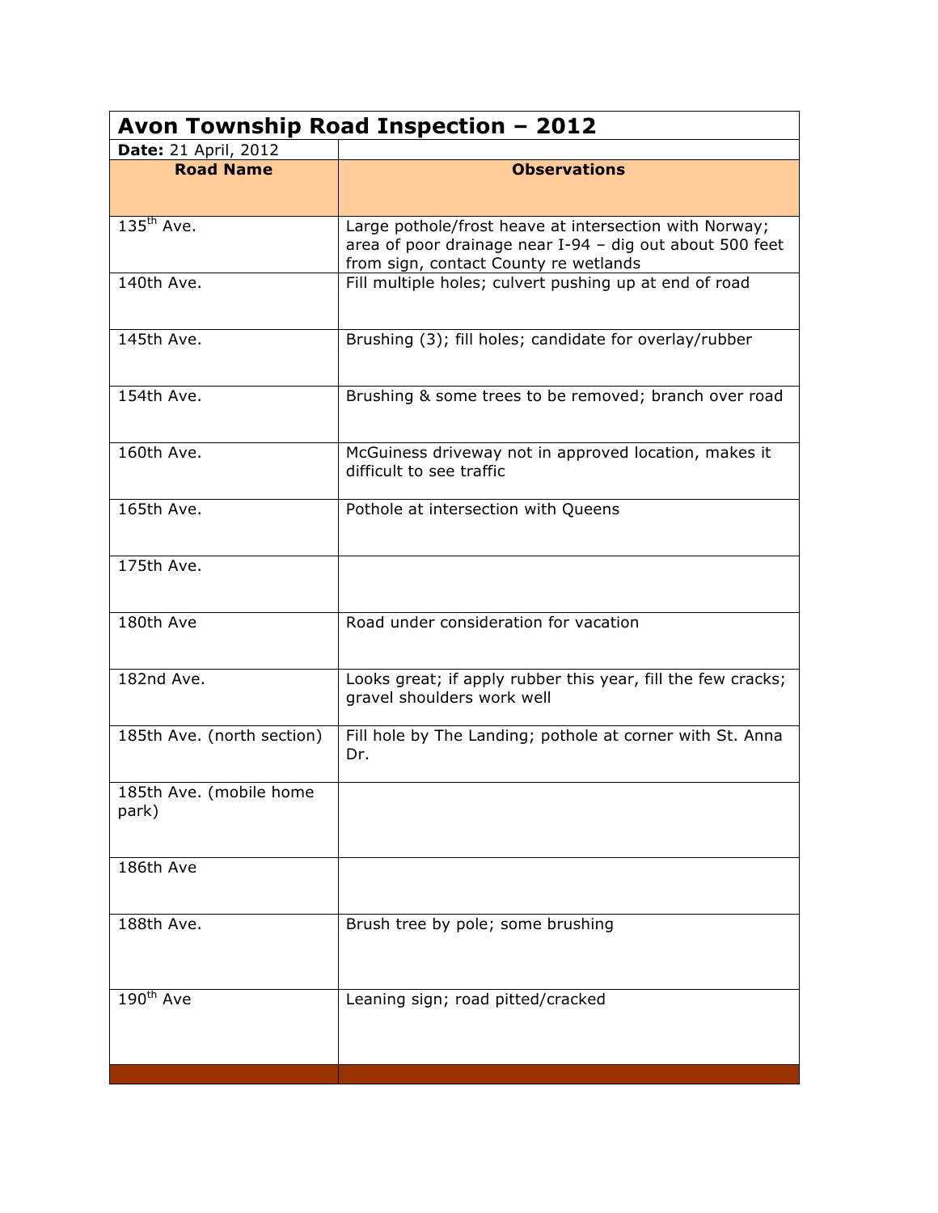# Avon Township Road Inspection – 2012

**Date:** 21 April, 2012

| Road Name | Observations |
|---|---|
| 135th Ave. | Large pothole/frost heave at intersection with Norway; area of poor drainage near I-94 – dig out about 500 feet from sign, contact County re wetlands |
| 140th Ave. | Fill multiple holes; culvert pushing up at end of road |
| 145th Ave. | Brushing (3); fill holes; candidate for overlay/rubber |
| 154th Ave. | Brushing & some trees to be removed; branch over road |
| 160th Ave. | McGuiness driveway not in approved location, makes it difficult to see traffic |
| 165th Ave. | Pothole at intersection with Queens |
| 175th Ave. | |
| 180th Ave | Road under consideration for vacation |
| 182nd Ave. | Looks great; if apply rubber this year, fill the few cracks; gravel shoulders work well |
| 185th Ave. (north section) | Fill hole by The Landing; pothole at corner with St. Anna Dr. |
| 185th Ave. (mobile home park) | |
| 186th Ave | |
| 188th Ave. | Brush tree by pole; some brushing |
| 190th Ave | Leaning sign; road pitted/cracked |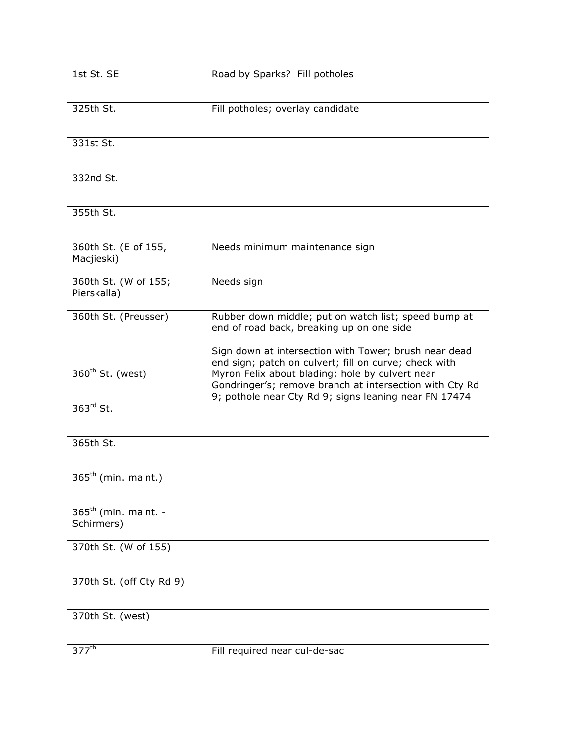| 1st St. SE | Road by Sparks? Fill potholes |
|---|---|
| 325th St. | Fill potholes; overlay candidate |
| 331st St. | |
| 332nd St. | |
| 355th St. | |
| 360th St. (E of 155, Macjieski) | Needs minimum maintenance sign |
| 360th St. (W of 155; Pierskalla) | Needs sign |
| 360th St. (Preusser) | Rubber down middle; put on watch list; speed bump at end of road back, breaking up on one side |
| 360th St. (west) | Sign down at intersection with Tower; brush near dead end sign; patch on culvert; fill on curve; check with Myron Felix about blading; hole by culvert near Gondringer's; remove branch at intersection with Cty Rd 9; pothole near Cty Rd 9; signs leaning near FN 17474 |
| 363rd St. | |
| 365th St. | |
| 365th (min. maint.) | |
| 365th (min. maint. - Schirmers) | |
| 370th St. (W of 155) | |
| 370th St. (off Cty Rd 9) | |
| 370th St. (west) | |
| 377th | Fill required near cul-de-sac |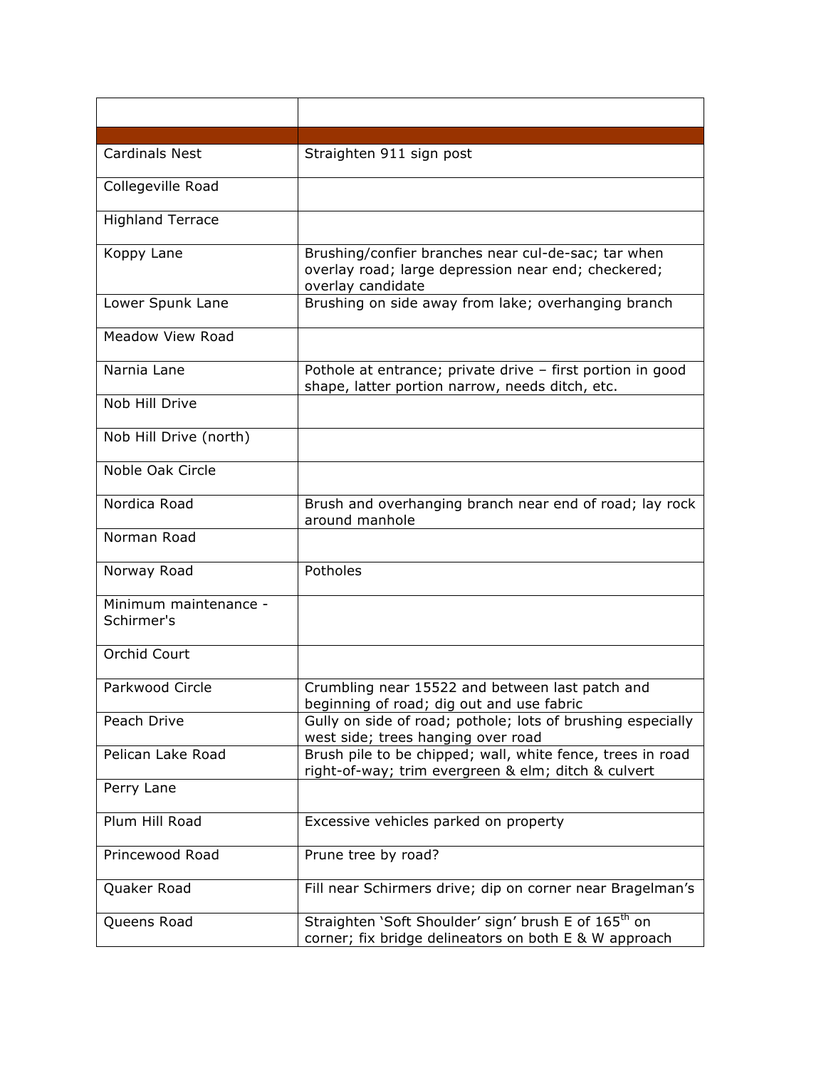| | |
|---|---|
| | |
| Cardinals Nest | Straighten 911 sign post |
| Collegeville Road | |
| Highland Terrace | |
| Koppy Lane | Brushing/confier branches near cul-de-sac; tar when overlay road; large depression near end; checkered; overlay candidate |
| Lower Spunk Lane | Brushing on side away from lake; overhanging branch |
| Meadow View Road | |
| Narnia Lane | Pothole at entrance; private drive – first portion in good shape, latter portion narrow, needs ditch, etc. |
| Nob Hill Drive | |
| Nob Hill Drive (north) | |
| Noble Oak Circle | |
| Nordica Road | Brush and overhanging branch near end of road; lay rock around manhole |
| Norman Road | |
| Norway Road | Potholes |
| Minimum maintenance - Schirmer's | |
| Orchid Court | |
| Parkwood Circle | Crumbling near 15522 and between last patch and beginning of road; dig out and use fabric |
| Peach Drive | Gully on side of road; pothole; lots of brushing especially west side; trees hanging over road |
| Pelican Lake Road | Brush pile to be chipped; wall, white fence, trees in road right-of-way; trim evergreen & elm; ditch & culvert |
| Perry Lane | |
| Plum Hill Road | Excessive vehicles parked on property |
| Princewood Road | Prune tree by road? |
| Quaker Road | Fill near Schirmers drive; dip on corner near Bragelman's |
| Queens Road | Straighten 'Soft Shoulder' sign' brush E of 165th on corner; fix bridge delineators on both E & W approach |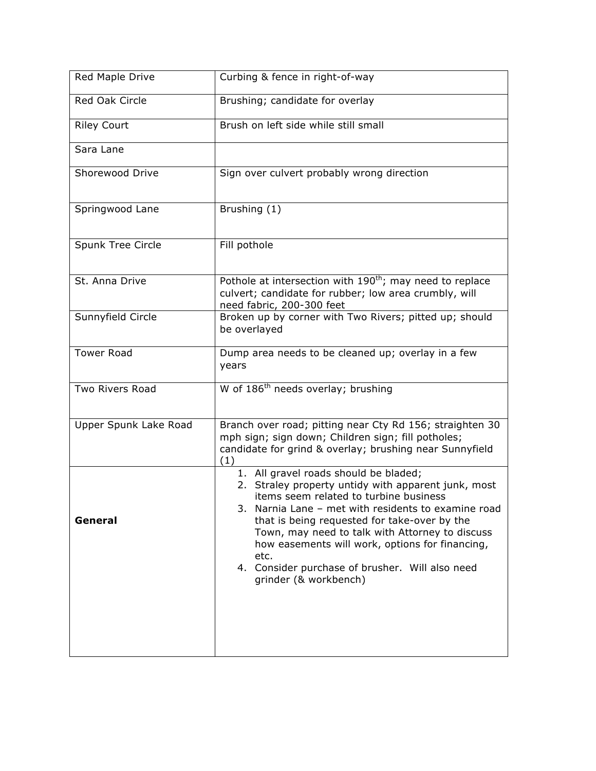| | |
|---|---|
| Red Maple Drive | Curbing & fence in right-of-way |
| Red Oak Circle | Brushing; candidate for overlay |
| Riley Court | Brush on left side while still small |
| Sara Lane | |
| Shorewood Drive | Sign over culvert probably wrong direction |
| Springwood Lane | Brushing (1) |
| Spunk Tree Circle | Fill pothole |
| St. Anna Drive | Pothole at intersection with 190th; may need to replace culvert; candidate for rubber; low area crumbly, will need fabric, 200-300 feet |
| Sunnyfield Circle | Broken up by corner with Two Rivers; pitted up; should be overlayed |
| Tower Road | Dump area needs to be cleaned up; overlay in a few years |
| Two Rivers Road | W of 186th needs overlay; brushing |
| Upper Spunk Lake Road | Branch over road; pitting near Cty Rd 156; straighten 30 mph sign; sign down; Children sign; fill potholes; candidate for grind & overlay; brushing near Sunnyfield (1) |
| **General** | 1. All gravel roads should be bladed; 2. Straley property untidy with apparent junk, most items seem related to turbine business 3. Narnia Lane – met with residents to examine road that is being requested for take-over by the Town, may need to talk with Attorney to discuss how easements will work, options for financing, etc. 4. Consider purchase of brusher. Will also need grinder (& workbench) |